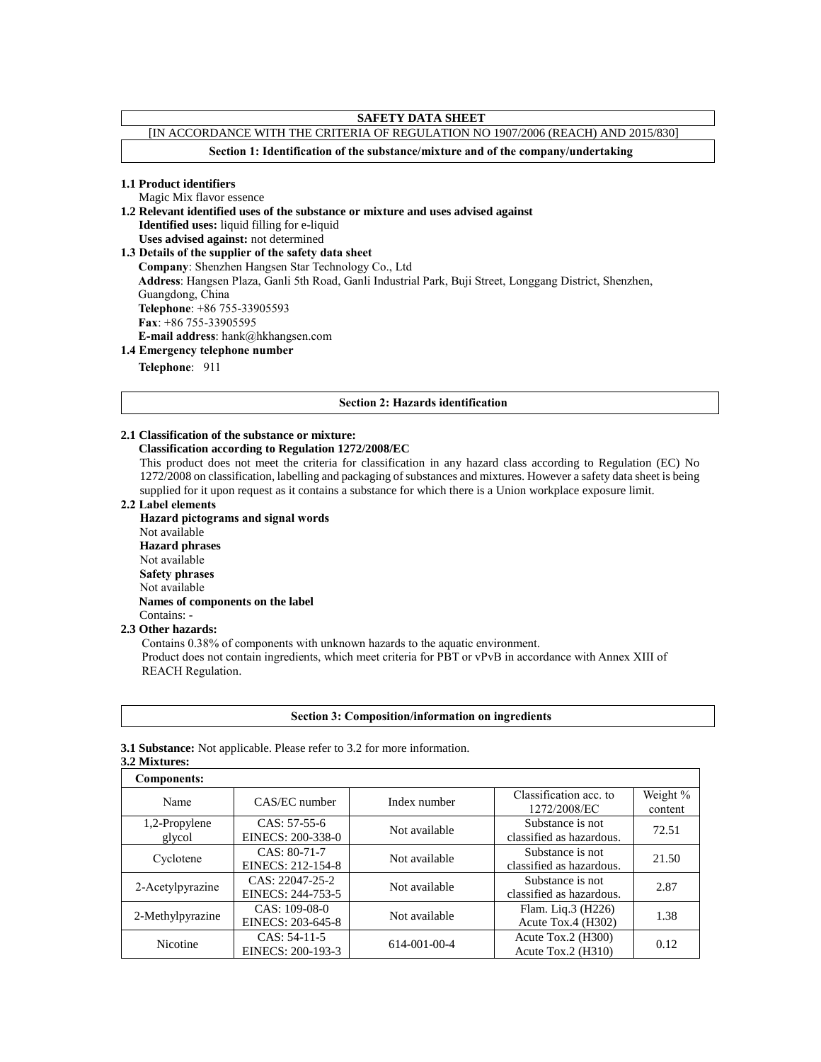# SAFETY DATA SHEET

[IN ACCORDANCE WITH THE CRITERIA OF REGULATION NO 1907/2006 (REACH) AND 2015/830]

## Section 1: Identification of the substance/mixture and of the company/undertaking

**1.1 Product identifiers**

Magic Mix flavor essence

**1.2 Relevant identified uses of the substance or mixture and uses advised against**

**Identified uses:** liquid filling for e-liquid

**Uses advised against:** not determined

**1.3 Details of the supplier of the safety data sheet**

**Company**: Shenzhen Hangsen Star Technology Co., Ltd

**Address**: Hangsen Plaza, Ganli 5th Road, Ganli Industrial Park, Buji Street, Longgang District, Shenzhen, Guangdong, China

**Telephone**: +86 755-33905593

**Fax**: +86 755-33905595

**E-mail address**: hank@hkhangsen.com

**1.4 Emergency telephone number**

**Telephone**: 911

## Section 2: Hazards identification

**2.1 Classification of the substance or mixture:**

**Classification according to Regulation 1272/2008/EC**

This product does not meet the criteria for classification in any hazard class according to Regulation (EC) No 1272/2008 on classification, labelling and packaging of substances and mixtures. However a safety data sheet is being supplied for it upon request as it contains a substance for which there is a Union workplace exposure limit.

**2.2 Label elements**

**Hazard pictograms and signal words**

Not available

**Hazard phrases**

Not available

**Safety phrases**

Not available

**Names of components on the label**

Contains: -

**2.3 Other hazards:**

Contains 0.38% of components with unknown hazards to the aquatic environment.

Product does not contain ingredients, which meet criteria for PBT or vPvB in accordance with Annex XIII of REACH Regulation.

## Section 3: Composition/information on ingredients

**3.1 Substance:** Not applicable. Please refer to 3.2 for more information.

**3.2 Mixtures:**

**Components:**

| Name | CAS/EC number | Index number | Classification acc. to 1272/2008/EC | Weight % content |
|---|---|---|---|---|
| 1,2-Propylene glycol | CAS: 57-55-6<br>EINECS: 200-338-0 | Not available | Substance is not classified as hazardous. | 72.51 |
| Cyclotene | CAS: 80-71-7<br>EINECS: 212-154-8 | Not available | Substance is not classified as hazardous. | 21.50 |
| 2-Acetylpyrazine | CAS: 22047-25-2<br>EINECS: 244-753-5 | Not available | Substance is not classified as hazardous. | 2.87 |
| 2-Methylpyrazine | CAS: 109-08-0<br>EINECS: 203-645-8 | Not available | Flam. Liq.3 (H226)<br>Acute Tox.4 (H302) | 1.38 |
| Nicotine | CAS: 54-11-5<br>EINECS: 200-193-3 | 614-001-00-4 | Acute Tox.2 (H300)<br>Acute Tox.2 (H310) | 0.12 |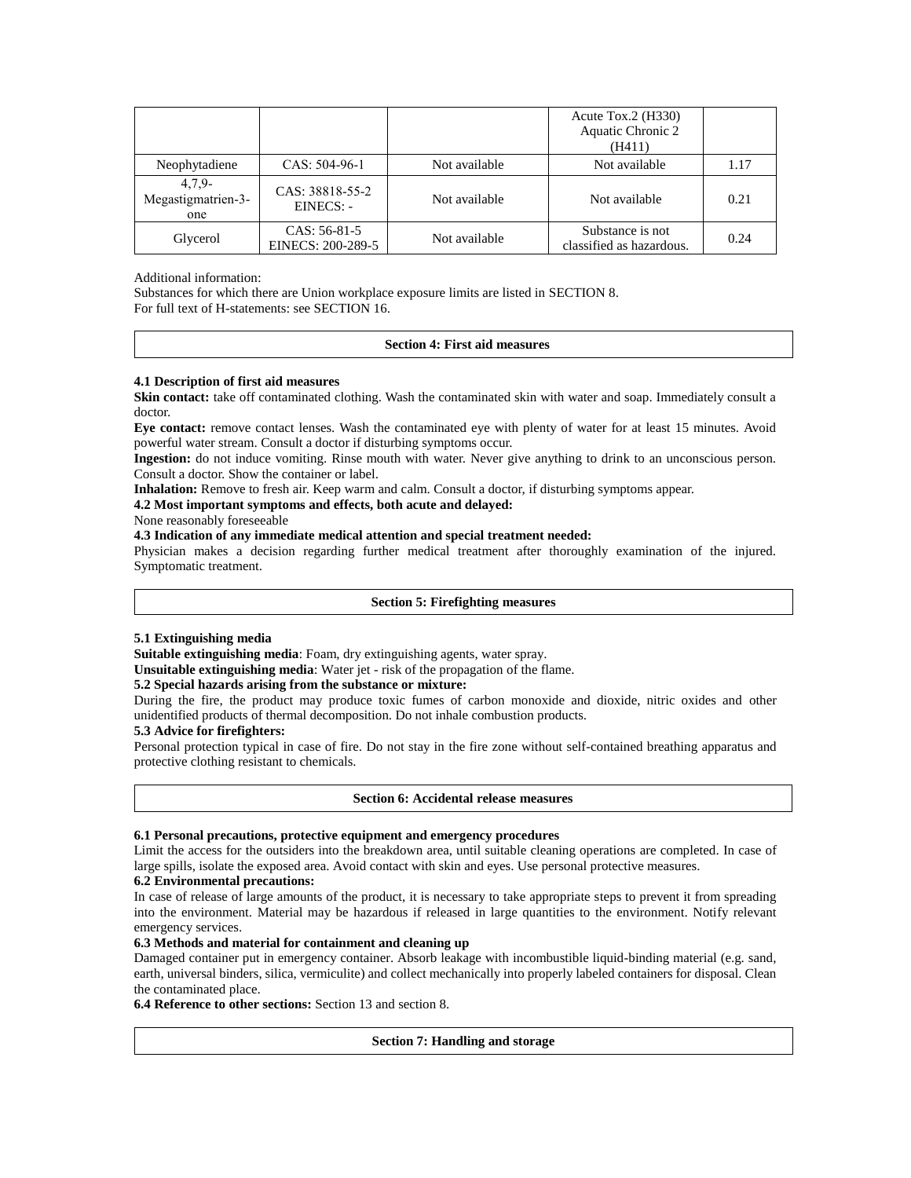| | | | Acute Tox.2 (H330) Aquatic Chronic 2 (H411) | |
|---|---|---|---|---|
| Neophytadiene | CAS: 504-96-1 | Not available | Not available | 1.17 |
| 4,7,9-Megastigmatrien-3-one | CAS: 38818-55-2 EINECS: - | Not available | Not available | 0.21 |
| Glycerol | CAS: 56-81-5 EINECS: 200-289-5 | Not available | Substance is not classified as hazardous. | 0.24 |

Additional information:
Substances for which there are Union workplace exposure limits are listed in SECTION 8.
For full text of H-statements: see SECTION 16.

## Section 4: First aid measures

**4.1 Description of first aid measures**

**Skin contact:** take off contaminated clothing. Wash the contaminated skin with water and soap. Immediately consult a doctor.

**Eye contact:** remove contact lenses. Wash the contaminated eye with plenty of water for at least 15 minutes. Avoid powerful water stream. Consult a doctor if disturbing symptoms occur.

**Ingestion:** do not induce vomiting. Rinse mouth with water. Never give anything to drink to an unconscious person. Consult a doctor. Show the container or label.

**Inhalation:** Remove to fresh air. Keep warm and calm. Consult a doctor, if disturbing symptoms appear.

**4.2 Most important symptoms and effects, both acute and delayed:**

None reasonably foreseeable

**4.3 Indication of any immediate medical attention and special treatment needed:**

Physician makes a decision regarding further medical treatment after thoroughly examination of the injured. Symptomatic treatment.

## Section 5: Firefighting measures

**5.1 Extinguishing media**

**Suitable extinguishing media**: Foam, dry extinguishing agents, water spray.

**Unsuitable extinguishing media**: Water jet - risk of the propagation of the flame.

**5.2 Special hazards arising from the substance or mixture:**

During the fire, the product may produce toxic fumes of carbon monoxide and dioxide, nitric oxides and other unidentified products of thermal decomposition. Do not inhale combustion products.

**5.3 Advice for firefighters:**

Personal protection typical in case of fire. Do not stay in the fire zone without self-contained breathing apparatus and protective clothing resistant to chemicals.

## Section 6: Accidental release measures

**6.1 Personal precautions, protective equipment and emergency procedures**

Limit the access for the outsiders into the breakdown area, until suitable cleaning operations are completed. In case of large spills, isolate the exposed area. Avoid contact with skin and eyes. Use personal protective measures.

**6.2 Environmental precautions:**

In case of release of large amounts of the product, it is necessary to take appropriate steps to prevent it from spreading into the environment. Material may be hazardous if released in large quantities to the environment. Notify relevant emergency services.

**6.3 Methods and material for containment and cleaning up**

Damaged container put in emergency container. Absorb leakage with incombustible liquid-binding material (e.g. sand, earth, universal binders, silica, vermiculite) and collect mechanically into properly labeled containers for disposal. Clean the contaminated place.

**6.4 Reference to other sections:** Section 13 and section 8.

## Section 7: Handling and storage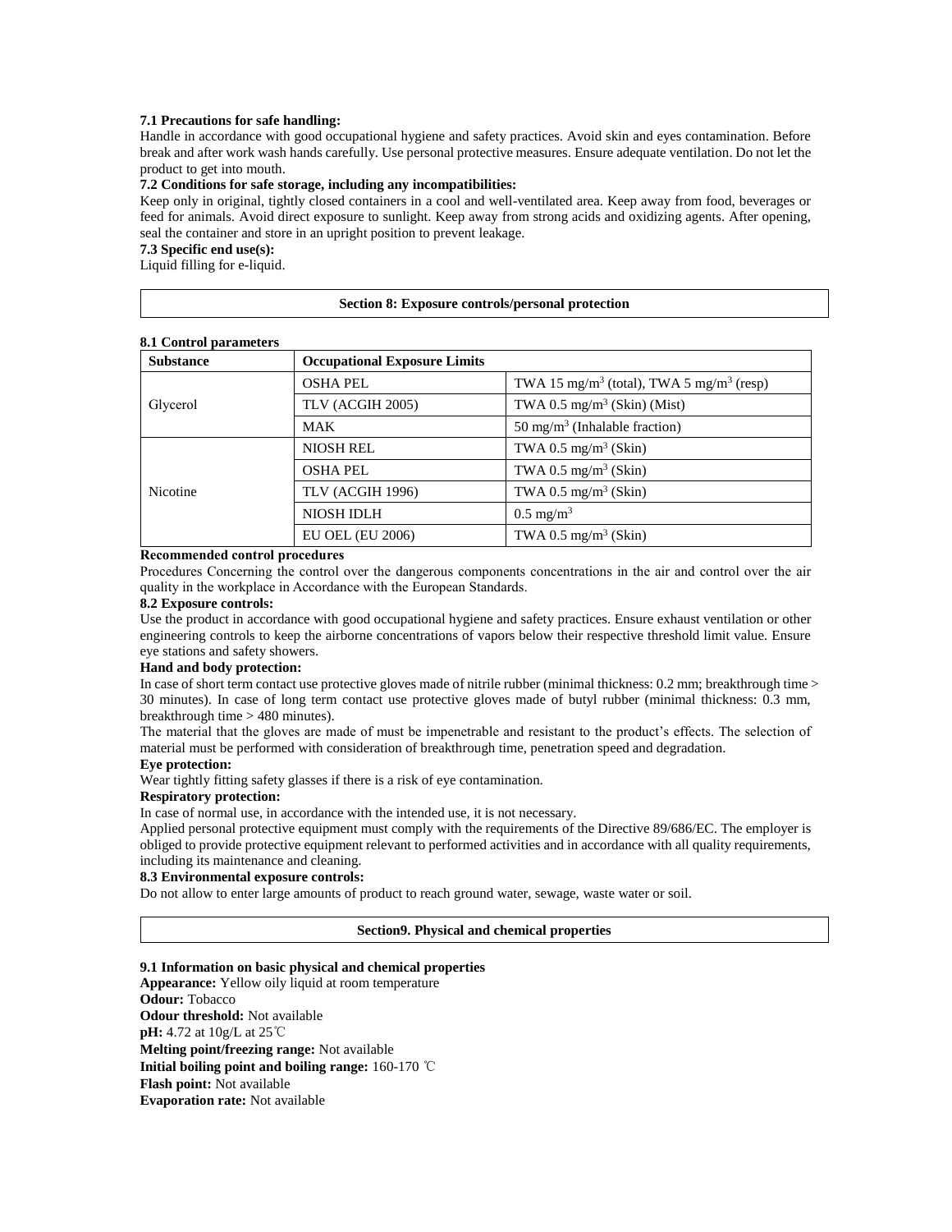**7.1 Precautions for safe handling:**

Handle in accordance with good occupational hygiene and safety practices. Avoid skin and eyes contamination. Before break and after work wash hands carefully. Use personal protective measures. Ensure adequate ventilation. Do not let the product to get into mouth.

**7.2 Conditions for safe storage, including any incompatibilities:**

Keep only in original, tightly closed containers in a cool and well-ventilated area. Keep away from food, beverages or feed for animals. Avoid direct exposure to sunlight. Keep away from strong acids and oxidizing agents. After opening, seal the container and store in an upright position to prevent leakage.

**7.3 Specific end use(s):**

Liquid filling for e-liquid.

## Section 8: Exposure controls/personal protection

**8.1 Control parameters**

| Substance | Occupational Exposure Limits | |
|---|---|---|
| Glycerol | OSHA PEL | TWA 15 mg/m$^3$ (total), TWA 5 mg/m$^3$ (resp) |
| | TLV (ACGIH 2005) | TWA 0.5 mg/m$^3$ (Skin) (Mist) |
| | MAK | 50 mg/m$^3$ (Inhalable fraction) |
| Nicotine | NIOSH REL | TWA 0.5 mg/m$^3$ (Skin) |
| | OSHA PEL | TWA 0.5 mg/m$^3$ (Skin) |
| | TLV (ACGIH 1996) | TWA 0.5 mg/m$^3$ (Skin) |
| | NIOSH IDLH | 0.5 mg/m$^3$ |
| | EU OEL (EU 2006) | TWA 0.5 mg/m$^3$ (Skin) |

**Recommended control procedures**

Procedures Concerning the control over the dangerous components concentrations in the air and control over the air quality in the workplace in Accordance with the European Standards.

**8.2 Exposure controls:**

Use the product in accordance with good occupational hygiene and safety practices. Ensure exhaust ventilation or other engineering controls to keep the airborne concentrations of vapors below their respective threshold limit value. Ensure eye stations and safety showers.

**Hand and body protection:**

In case of short term contact use protective gloves made of nitrile rubber (minimal thickness: 0.2 mm; breakthrough time > 30 minutes). In case of long term contact use protective gloves made of butyl rubber (minimal thickness: 0.3 mm, breakthrough time > 480 minutes).

The material that the gloves are made of must be impenetrable and resistant to the product's effects. The selection of material must be performed with consideration of breakthrough time, penetration speed and degradation.

**Eye protection:**

Wear tightly fitting safety glasses if there is a risk of eye contamination.

**Respiratory protection:**

In case of normal use, in accordance with the intended use, it is not necessary.

Applied personal protective equipment must comply with the requirements of the Directive 89/686/EC. The employer is obliged to provide protective equipment relevant to performed activities and in accordance with all quality requirements, including its maintenance and cleaning.

**8.3 Environmental exposure controls:**

Do not allow to enter large amounts of product to reach ground water, sewage, waste water or soil.

## Section9. Physical and chemical properties

**9.1 Information on basic physical and chemical properties**

**Appearance:** Yellow oily liquid at room temperature
**Odour:** Tobacco
**Odour threshold:** Not available
**pH:** 4.72 at 10g/L at 25℃
**Melting point/freezing range:** Not available
**Initial boiling point and boiling range:** 160-170 ℃
**Flash point:** Not available
**Evaporation rate:** Not available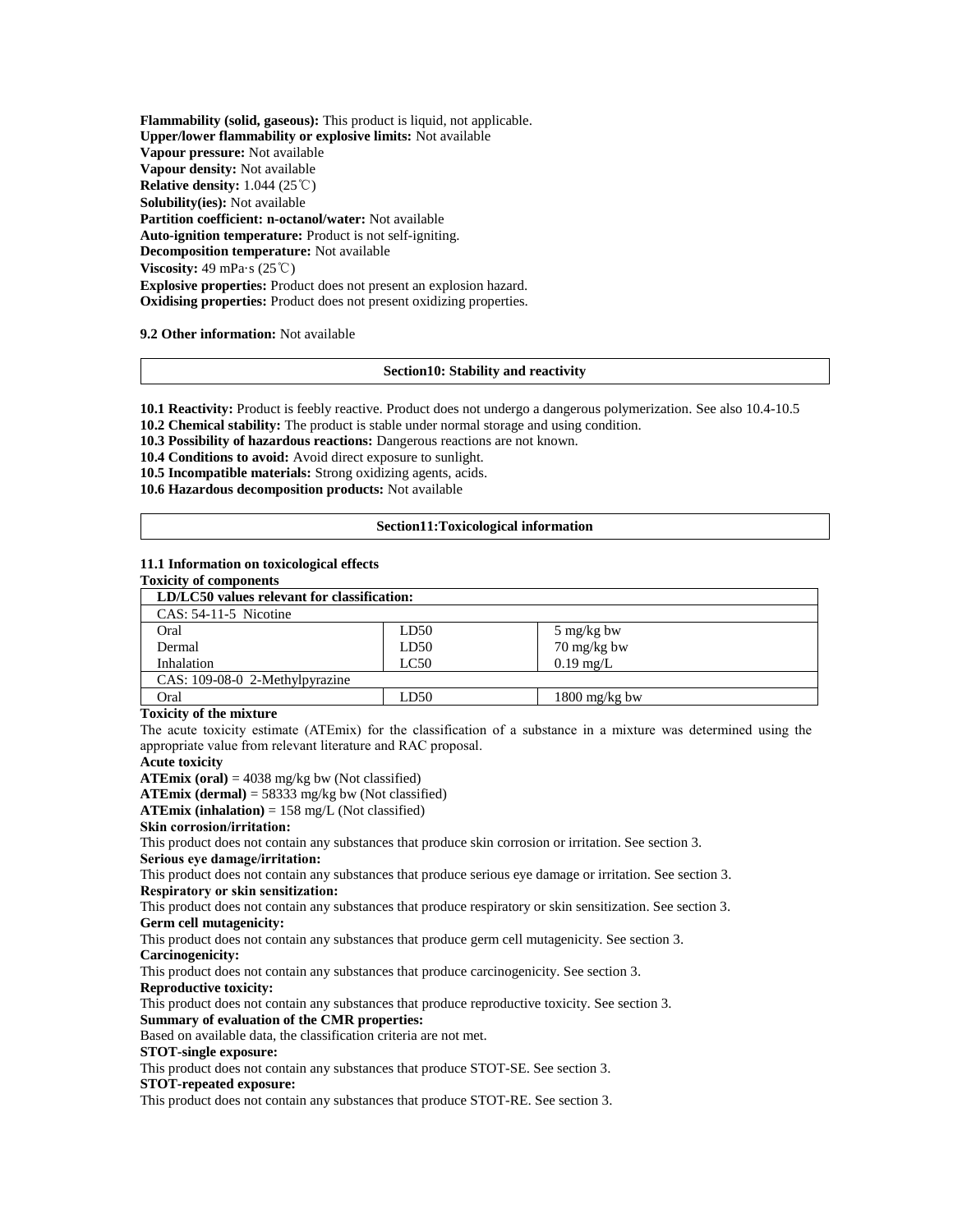**Flammability (solid, gaseous):** This product is liquid, not applicable.
**Upper/lower flammability or explosive limits:** Not available
**Vapour pressure:** Not available
**Vapour density:** Not available
**Relative density:** 1.044 (25℃)
**Solubility(ies):** Not available
**Partition coefficient: n-octanol/water:** Not available
**Auto-ignition temperature:** Product is not self-igniting.
**Decomposition temperature:** Not available
**Viscosity:** 49 mPa·s (25℃)
**Explosive properties:** Product does not present an explosion hazard.
**Oxidising properties:** Product does not present oxidizing properties.

**9.2 Other information:** Not available

## Section10: Stability and reactivity

**10.1 Reactivity:** Product is feebly reactive. Product does not undergo a dangerous polymerization. See also 10.4-10.5
**10.2 Chemical stability:** The product is stable under normal storage and using condition.
**10.3 Possibility of hazardous reactions:** Dangerous reactions are not known.
**10.4 Conditions to avoid:** Avoid direct exposure to sunlight.
**10.5 Incompatible materials:** Strong oxidizing agents, acids.
**10.6 Hazardous decomposition products:** Not available

## Section11:Toxicological information

**11.1 Information on toxicological effects**
**Toxicity of components**

| **LD/LC50 values relevant for classification:** | | |
|---|---|---|
| CAS: 54-11-5 Nicotine | | |
| Oral | LD50 | 5 mg/kg bw |
| Dermal | LD50 | 70 mg/kg bw |
| Inhalation | LC50 | 0.19 mg/L |
| CAS: 109-08-0 2-Methylpyrazine | | |
| Oral | LD50 | 1800 mg/kg bw |

**Toxicity of the mixture**

The acute toxicity estimate (ATEmix) for the classification of a substance in a mixture was determined using the appropriate value from relevant literature and RAC proposal.

**Acute toxicity**

**ATEmix (oral)** = 4038 mg/kg bw (Not classified)
**ATEmix (dermal)** = 58333 mg/kg bw (Not classified)
**ATEmix (inhalation)** = 158 mg/L (Not classified)

**Skin corrosion/irritation:**
This product does not contain any substances that produce skin corrosion or irritation. See section 3.

**Serious eye damage/irritation:**
This product does not contain any substances that produce serious eye damage or irritation. See section 3.

**Respiratory or skin sensitization:**
This product does not contain any substances that produce respiratory or skin sensitization. See section 3.

**Germ cell mutagenicity:**
This product does not contain any substances that produce germ cell mutagenicity. See section 3.

**Carcinogenicity:**
This product does not contain any substances that produce carcinogenicity. See section 3.

**Reproductive toxicity:**
This product does not contain any substances that produce reproductive toxicity. See section 3.

**Summary of evaluation of the CMR properties:**
Based on available data, the classification criteria are not met.

**STOT-single exposure:**
This product does not contain any substances that produce STOT-SE. See section 3.

**STOT-repeated exposure:**
This product does not contain any substances that produce STOT-RE. See section 3.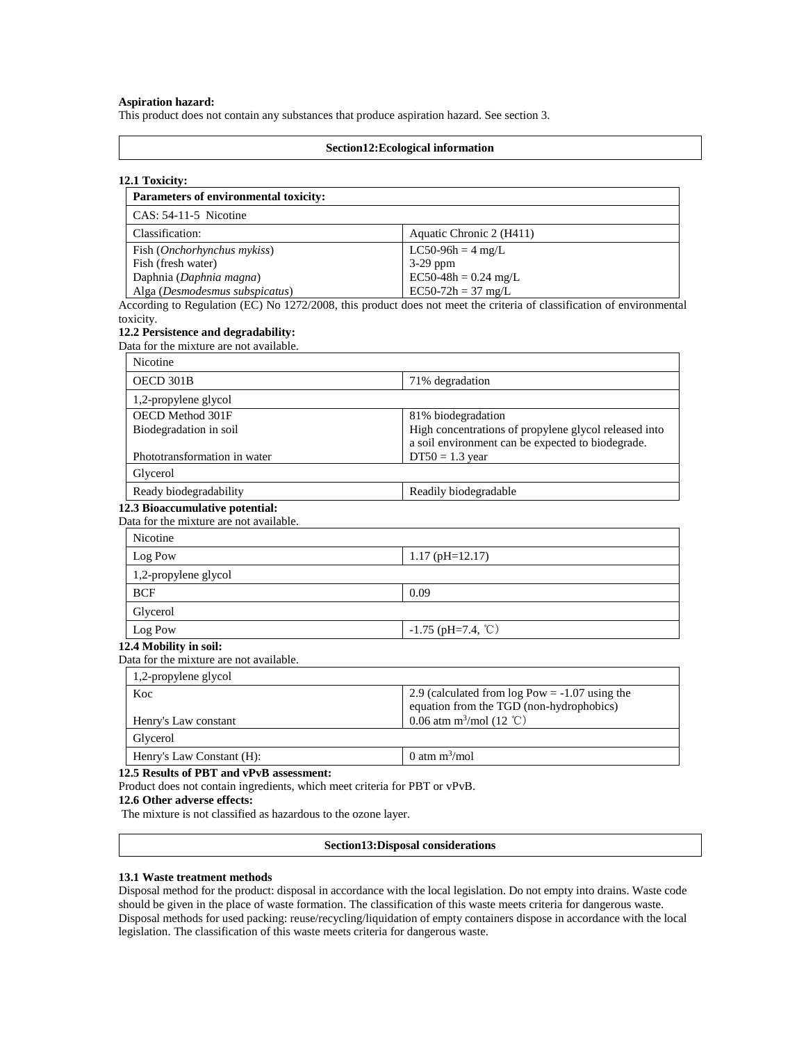**Aspiration hazard:**

This product does not contain any substances that produce aspiration hazard. See section 3.

## Section12:Ecological information

**12.1 Toxicity:**

| **Parameters of environmental toxicity:** | |
|---|---|
| CAS: 54-11-5 Nicotine | |
| Classification: | Aquatic Chronic 2 (H411) |
| Fish (*Onchorhynchus mykiss*)<br>Fish (fresh water)<br>Daphnia (*Daphnia magna*)<br>Alga (*Desmodesmus subspicatus*) | LC50-96h = 4 mg/L<br>3-29 ppm<br>EC50-48h = 0.24 mg/L<br>EC50-72h = 37 mg/L |

According to Regulation (EC) No 1272/2008, this product does not meet the criteria of classification of environmental toxicity.

**12.2 Persistence and degradability:**

Data for the mixture are not available.

| Nicotine | |
|---|---|
| OECD 301B | 71% degradation |
| 1,2-propylene glycol | |
| OECD Method 301F<br>Biodegradation in soil<br><br>Phototransformation in water | 81% biodegradation<br>High concentrations of propylene glycol released into a soil environment can be expected to biodegrade.<br>DT50 = 1.3 year |
| Glycerol | |
| Ready biodegradability | Readily biodegradable |

**12.3 Bioaccumulative potential:**

Data for the mixture are not available.

| Nicotine | |
|---|---|
| Log Pow | 1.17 (pH=12.17) |
| 1,2-propylene glycol | |
| BCF | 0.09 |
| Glycerol | |
| Log Pow | -1.75 (pH=7.4, ℃) |

**12.4 Mobility in soil:**

Data for the mixture are not available.

| 1,2-propylene glycol | |
|---|---|
| Koc<br><br>Henry's Law constant | 2.9 (calculated from log Pow = -1.07 using the equation from the TGD (non-hydrophobics)<br>0.06 atm $m^3$/mol (12 ℃) |
| Glycerol | |
| Henry's Law Constant (H): | 0 atm $m^3$/mol |

**12.5 Results of PBT and vPvB assessment:**

Product does not contain ingredients, which meet criteria for PBT or vPvB.

**12.6 Other adverse effects:**

The mixture is not classified as hazardous to the ozone layer.

## Section13:Disposal considerations

**13.1 Waste treatment methods**

Disposal method for the product: disposal in accordance with the local legislation. Do not empty into drains. Waste code should be given in the place of waste formation. The classification of this waste meets criteria for dangerous waste.
Disposal methods for used packing: reuse/recycling/liquidation of empty containers dispose in accordance with the local legislation. The classification of this waste meets criteria for dangerous waste.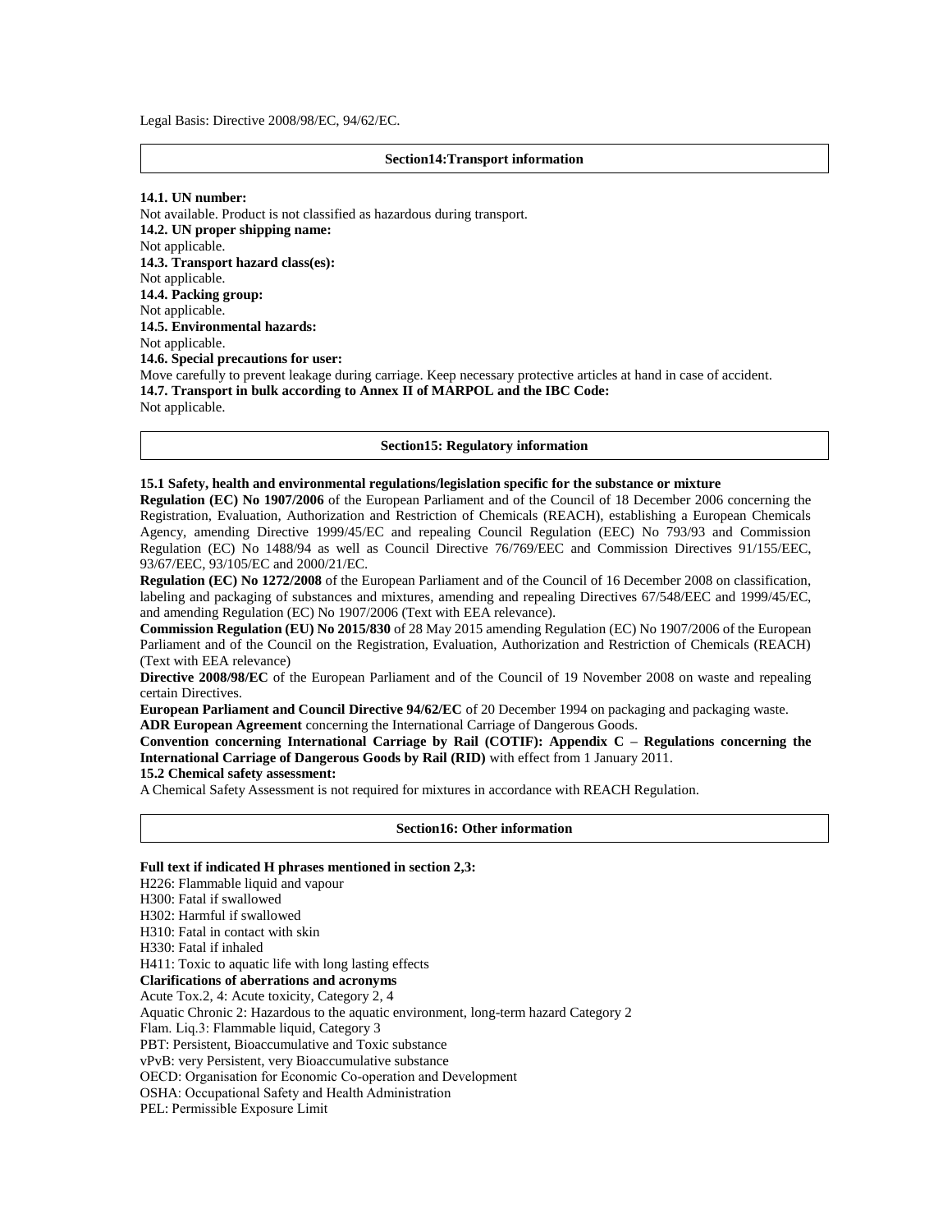Legal Basis: Directive 2008/98/EC, 94/62/EC.

## Section14:Transport information

**14.1. UN number:**
Not available. Product is not classified as hazardous during transport.
**14.2. UN proper shipping name:**
Not applicable.
**14.3. Transport hazard class(es):**
Not applicable.
**14.4. Packing group:**
Not applicable.
**14.5. Environmental hazards:**
Not applicable.
**14.6. Special precautions for user:**
Move carefully to prevent leakage during carriage. Keep necessary protective articles at hand in case of accident.
**14.7. Transport in bulk according to Annex II of MARPOL and the IBC Code:**
Not applicable.

## Section15: Regulatory information

**15.1 Safety, health and environmental regulations/legislation specific for the substance or mixture**
**Regulation (EC) No 1907/2006** of the European Parliament and of the Council of 18 December 2006 concerning the Registration, Evaluation, Authorization and Restriction of Chemicals (REACH), establishing a European Chemicals Agency, amending Directive 1999/45/EC and repealing Council Regulation (EEC) No 793/93 and Commission Regulation (EC) No 1488/94 as well as Council Directive 76/769/EEC and Commission Directives 91/155/EEC, 93/67/EEC, 93/105/EC and 2000/21/EC.
**Regulation (EC) No 1272/2008** of the European Parliament and of the Council of 16 December 2008 on classification, labeling and packaging of substances and mixtures, amending and repealing Directives 67/548/EEC and 1999/45/EC, and amending Regulation (EC) No 1907/2006 (Text with EEA relevance).
**Commission Regulation (EU) No 2015/830** of 28 May 2015 amending Regulation (EC) No 1907/2006 of the European Parliament and of the Council on the Registration, Evaluation, Authorization and Restriction of Chemicals (REACH) (Text with EEA relevance)
**Directive 2008/98/EC** of the European Parliament and of the Council of 19 November 2008 on waste and repealing certain Directives.
**European Parliament and Council Directive 94/62/EC** of 20 December 1994 on packaging and packaging waste.
**ADR European Agreement** concerning the International Carriage of Dangerous Goods.
**Convention concerning International Carriage by Rail (COTIF): Appendix C – Regulations concerning the International Carriage of Dangerous Goods by Rail (RID)** with effect from 1 January 2011.
**15.2 Chemical safety assessment:**
A Chemical Safety Assessment is not required for mixtures in accordance with REACH Regulation.

## Section16: Other information

**Full text if indicated H phrases mentioned in section 2,3:**
H226: Flammable liquid and vapour
H300: Fatal if swallowed
H302: Harmful if swallowed
H310: Fatal in contact with skin
H330: Fatal if inhaled
H411: Toxic to aquatic life with long lasting effects
**Clarifications of aberrations and acronyms**
Acute Tox.2, 4: Acute toxicity, Category 2, 4
Aquatic Chronic 2: Hazardous to the aquatic environment, long-term hazard Category 2
Flam. Liq.3: Flammable liquid, Category 3
PBT: Persistent, Bioaccumulative and Toxic substance
vPvB: very Persistent, very Bioaccumulative substance
OECD: Organisation for Economic Co-operation and Development
OSHA: Occupational Safety and Health Administration
PEL: Permissible Exposure Limit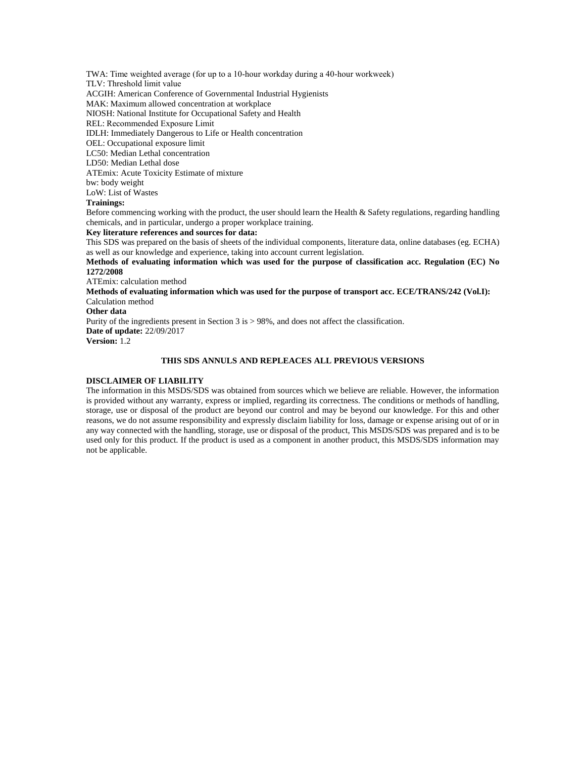TWA: Time weighted average (for up to a 10-hour workday during a 40-hour workweek)
TLV: Threshold limit value
ACGIH: American Conference of Governmental Industrial Hygienists
MAK: Maximum allowed concentration at workplace
NIOSH: National Institute for Occupational Safety and Health
REL: Recommended Exposure Limit
IDLH: Immediately Dangerous to Life or Health concentration
OEL: Occupational exposure limit
LC50: Median Lethal concentration
LD50: Median Lethal dose
ATEmix: Acute Toxicity Estimate of mixture
bw: body weight
LoW: List of Wastes

**Trainings:**

Before commencing working with the product, the user should learn the Health & Safety regulations, regarding handling chemicals, and in particular, undergo a proper workplace training.

**Key literature references and sources for data:**

This SDS was prepared on the basis of sheets of the individual components, literature data, online databases (eg. ECHA) as well as our knowledge and experience, taking into account current legislation.

**Methods of evaluating information which was used for the purpose of classification acc. Regulation (EC) No 1272/2008**

ATEmix: calculation method

**Methods of evaluating information which was used for the purpose of transport acc. ECE/TRANS/242 (Vol.I):**

Calculation method

**Other data**

Purity of the ingredients present in Section 3 is > 98%, and does not affect the classification.

**Date of update:** 22/09/2017

**Version:** 1.2

**THIS SDS ANNULS AND REPLEACES ALL PREVIOUS VERSIONS**

**DISCLAIMER OF LIABILITY**

The information in this MSDS/SDS was obtained from sources which we believe are reliable. However, the information is provided without any warranty, express or implied, regarding its correctness. The conditions or methods of handling, storage, use or disposal of the product are beyond our control and may be beyond our knowledge. For this and other reasons, we do not assume responsibility and expressly disclaim liability for loss, damage or expense arising out of or in any way connected with the handling, storage, use or disposal of the product, This MSDS/SDS was prepared and is to be used only for this product. If the product is used as a component in another product, this MSDS/SDS information may not be applicable.